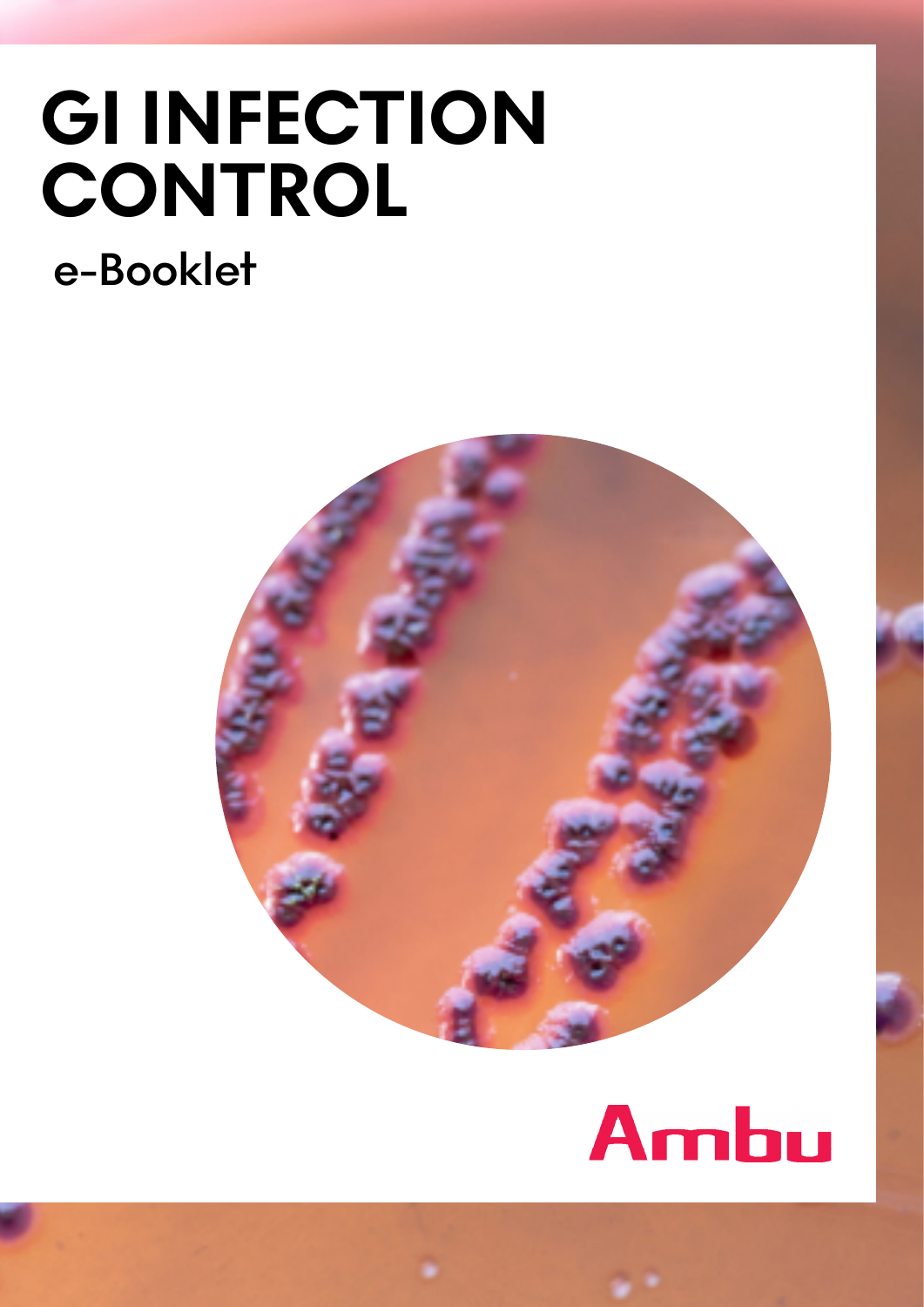# GI INFECTION CONTROL

e-Booklet

Ambu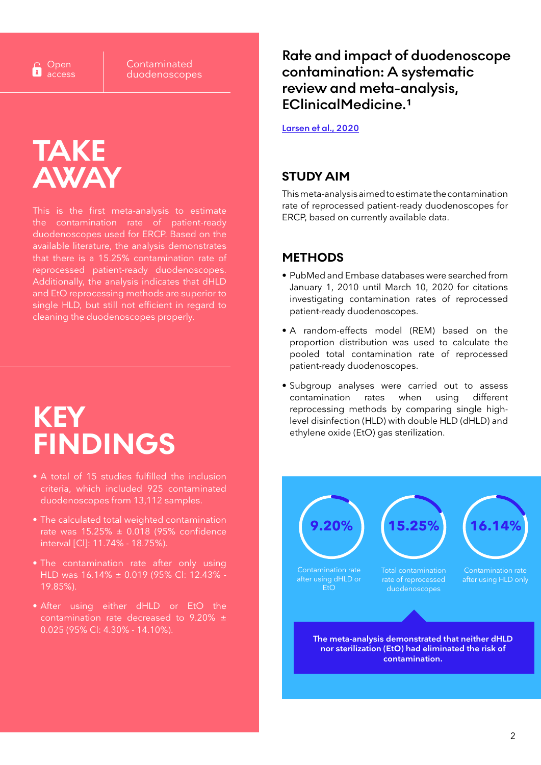Open access | Contaminated duodenoscopes

# TAKE AWAY

This is the first meta-analysis to estimate the contamination rate of patient-ready duodenoscopes used for ERCP. Based on the available literature, the analysis demonstrates that there is a 15.25% contamination rate of reprocessed patient-ready duodenoscopes. Additionally, the analysis indicates that dHLD and EtO reprocessing methods are superior to single HLD, but still not efficient in regard to cleaning the duodenoscopes properly.

# KEY FINDINGS

- A total of 15 studies fulfilled the inclusion criteria, which included 925 contaminated duodenoscopes from 13,112 samples.
- The calculated total weighted contamination rate was 15.25% ± 0.018 (95% confidence interval [CI]: 11.74% - 18.75%).
- The contamination rate after only using HLD was 16.14% ± 0.019 (95% CI: 12.43% - 19.85%).
- After using either dHLD or EtO the contamination rate decreased to 9.20% ± 0.025 (95% CI: 4.30% - 14.10%).

## Rate and impact of duodenoscope contamination: A systematic review and meta-analysis, EClinicalMedicine.[1]

Larsen et al., 2020

## STUDY AIM

This meta-analysis aimed to estimate the contamination rate of reprocessed patient-ready duodenoscopes for ERCP, based on currently available data.

## METHODS

- PubMed and Embase databases were searched from January 1, 2010 until March 10, 2020 for citations investigating contamination rates of reprocessed patient-ready duodenoscopes.
- A random-effects model (REM) based on the proportion distribution was used to calculate the pooled total contamination rate of reprocessed patient-ready duodenoscopes.
- Subgroup analyses were carried out to assess contamination rates when using different reprocessing methods by comparing single high-level disinfection (HLD) with double HLD (dHLD) and ethylene oxide (EtO) gas sterilization.

**9.20%** — Contamination rate after using dHLD or EtO

**15.25%** — Total contamination rate of reprocessed duodenoscopes

**16.14%** — Contamination rate after using HLD only

**The meta-analysis demonstrated that neither dHLD nor sterilization (EtO) had eliminated the risk of contamination.**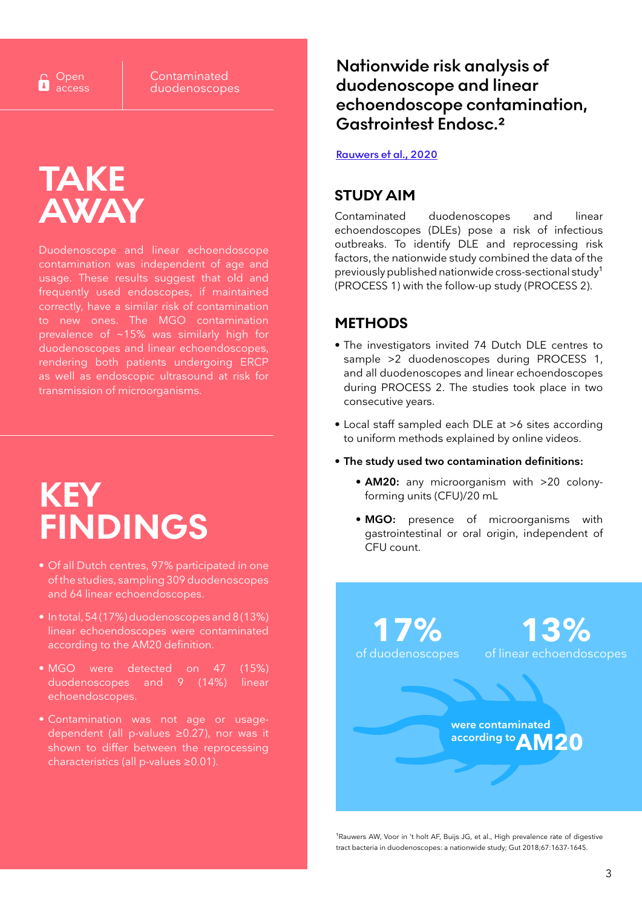Open access

Contaminated duodenoscopes

# TAKE AWAY

Duodenoscope and linear echoendoscope contamination was independent of age and usage. These results suggest that old and frequently used endoscopes, if maintained correctly, have a similar risk of contamination to new ones. The MGO contamination prevalence of ~15% was similarly high for duodenoscopes and linear echoendoscopes, rendering both patients undergoing ERCP as well as endoscopic ultrasound at risk for transmission of microorganisms.

# KEY FINDINGS

- Of all Dutch centres, 97% participated in one of the studies, sampling 309 duodenoscopes and 64 linear echoendoscopes.
- In total, 54 (17%) duodenoscopes and 8 (13%) linear echoendoscopes were contaminated according to the AM20 definition.
- MGO were detected on 47 (15%) duodenoscopes and 9 (14%) linear echoendoscopes.
- Contamination was not age or usage-dependent (all p-values ≥0.27), nor was it shown to differ between the reprocessing characteristics (all p-values ≥0.01).

## Nationwide risk analysis of duodenoscope and linear echoendoscope contamination, Gastrointest Endosc.[2]

Rauwers et al., 2020

## STUDY AIM

Contaminated duodenoscopes and linear echoendoscopes (DLEs) pose a risk of infectious outbreaks. To identify DLE and reprocessing risk factors, the nationwide study combined the data of the previously published nationwide cross-sectional study[1] (PROCESS 1) with the follow-up study (PROCESS 2).

## METHODS

- The investigators invited 74 Dutch DLE centres to sample >2 duodenoscopes during PROCESS 1, and all duodenoscopes and linear echoendoscopes during PROCESS 2. The studies took place in two consecutive years.
- Local staff sampled each DLE at >6 sites according to uniform methods explained by online videos.
- **The study used two contamination definitions:**
  - **AM20:** any microorganism with >20 colony-forming units (CFU)/20 mL
  - **MGO:** presence of microorganisms with gastrointestinal or oral origin, independent of CFU count.

**17%** of duodenoscopes

**13%** of linear echoendoscopes

were contaminated according to **AM20**

[1]Rauwers AW, Voor in 't holt AF, Buijs JG, et al., High prevalence rate of digestive tract bacteria in duodenoscopes: a nationwide study; Gut 2018;67:1637-1645.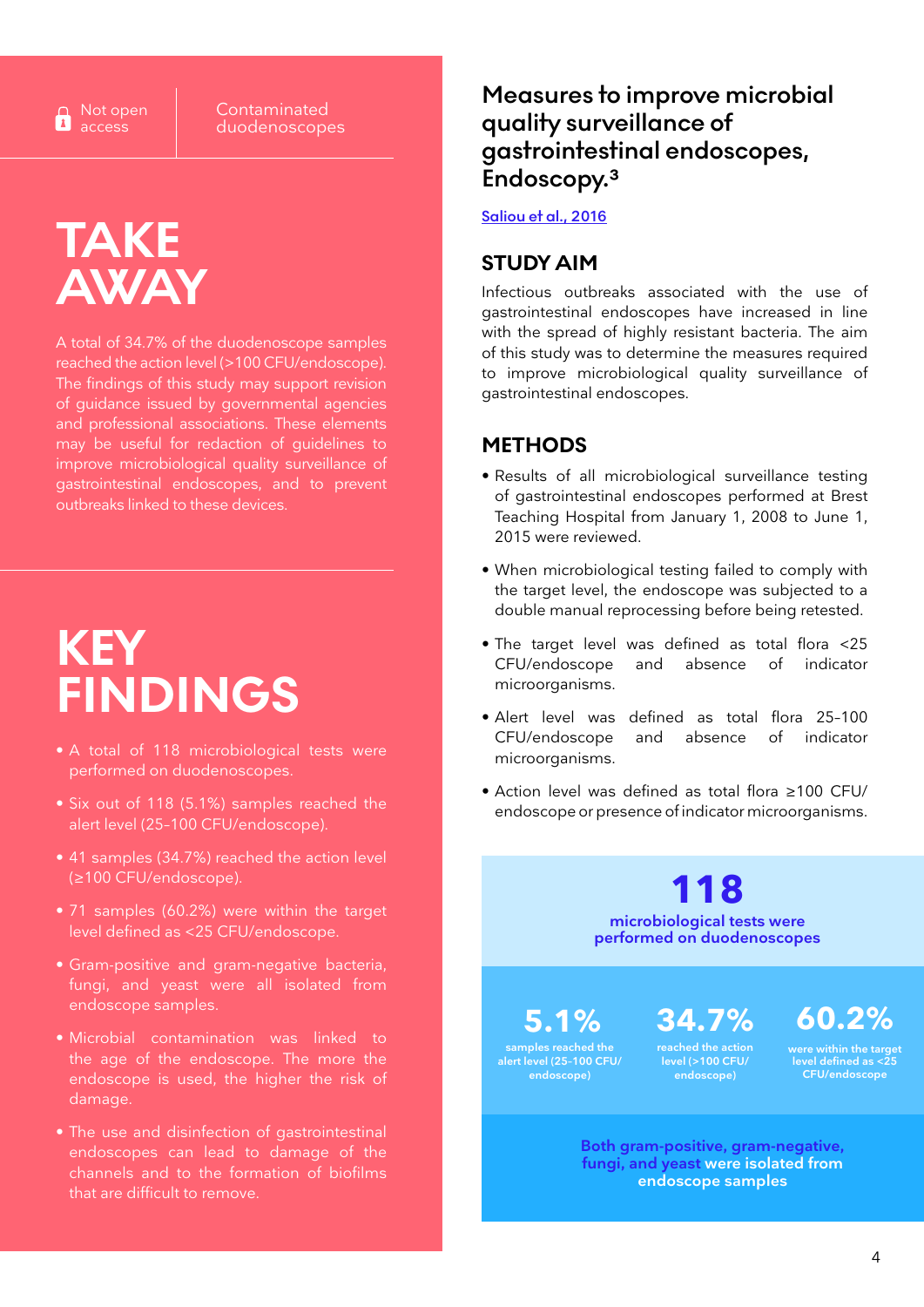Not open access | Contaminated duodenoscopes

# TAKE AWAY

A total of 34.7% of the duodenoscope samples reached the action level (>100 CFU/endoscope). The findings of this study may support revision of guidance issued by governmental agencies and professional associations. These elements may be useful for redaction of guidelines to improve microbiological quality surveillance of gastrointestinal endoscopes, and to prevent outbreaks linked to these devices.

# KEY FINDINGS

- A total of 118 microbiological tests were performed on duodenoscopes.
- Six out of 118 (5.1%) samples reached the alert level (25-100 CFU/endoscope).
- 41 samples (34.7%) reached the action level (≥100 CFU/endoscope).
- 71 samples (60.2%) were within the target level defined as <25 CFU/endoscope.
- Gram-positive and gram-negative bacteria, fungi, and yeast were all isolated from endoscope samples.
- Microbial contamination was linked to the age of the endoscope. The more the endoscope is used, the higher the risk of damage.
- The use and disinfection of gastrointestinal endoscopes can lead to damage of the channels and to the formation of biofilms that are difficult to remove.

## Measures to improve microbial quality surveillance of gastrointestinal endoscopes, Endoscopy.[3]

Saliou et al., 2016

### STUDY AIM

Infectious outbreaks associated with the use of gastrointestinal endoscopes have increased in line with the spread of highly resistant bacteria. The aim of this study was to determine the measures required to improve microbiological quality surveillance of gastrointestinal endoscopes.

### METHODS

- Results of all microbiological surveillance testing of gastrointestinal endoscopes performed at Brest Teaching Hospital from January 1, 2008 to June 1, 2015 were reviewed.
- When microbiological testing failed to comply with the target level, the endoscope was subjected to a double manual reprocessing before being retested.
- The target level was defined as total flora <25 CFU/endoscope and absence of indicator microorganisms.
- Alert level was defined as total flora 25-100 CFU/endoscope and absence of indicator microorganisms.
- Action level was defined as total flora ≥100 CFU/endoscope or presence of indicator microorganisms.

**118**
microbiological tests were performed on duodenoscopes

**5.1%** samples reached the alert level (25-100 CFU/endoscope)

**34.7%** reached the action level (>100 CFU/endoscope)

**60.2%** were within the target level defined as <25 CFU/endoscope

Both gram-positive, gram-negative, fungi, and yeast were isolated from endoscope samples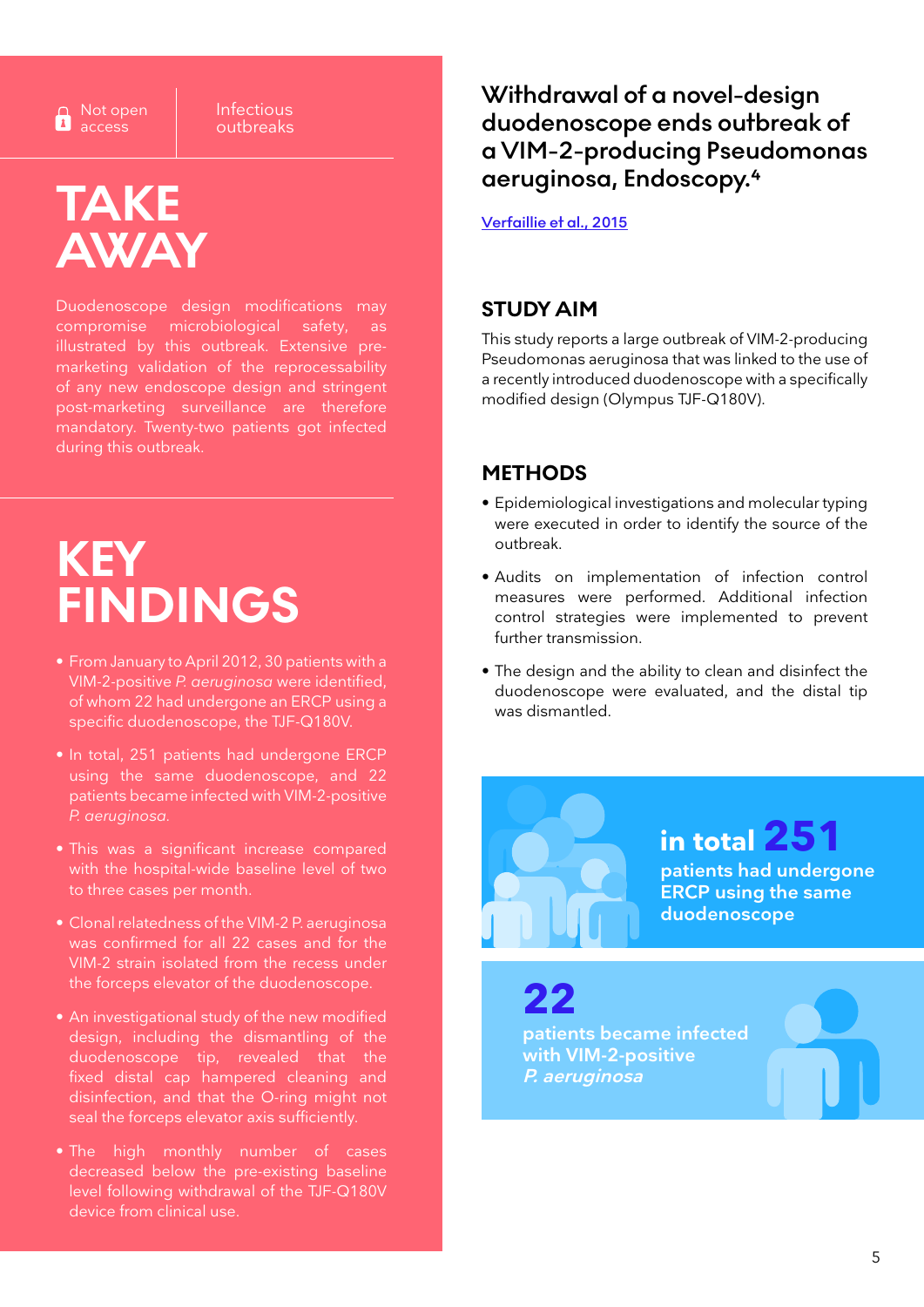Not open access | Infectious outbreaks

# TAKE AWAY

Duodenoscope design modifications may compromise microbiological safety, as illustrated by this outbreak. Extensive pre-marketing validation of the reprocessability of any new endoscope design and stringent post-marketing surveillance are therefore mandatory. Twenty-two patients got infected during this outbreak.

# KEY FINDINGS

- From January to April 2012, 30 patients with a VIM-2-positive *P. aeruginosa* were identified, of whom 22 had undergone an ERCP using a specific duodenoscope, the TJF-Q180V.
- In total, 251 patients had undergone ERCP using the same duodenoscope, and 22 patients became infected with VIM-2-positive *P. aeruginosa.*
- This was a significant increase compared with the hospital-wide baseline level of two to three cases per month.
- Clonal relatedness of the VIM-2 P. aeruginosa was confirmed for all 22 cases and for the VIM-2 strain isolated from the recess under the forceps elevator of the duodenoscope.
- An investigational study of the new modified design, including the dismantling of the duodenoscope tip, revealed that the fixed distal cap hampered cleaning and disinfection, and that the O-ring might not seal the forceps elevator axis sufficiently.
- The high monthly number of cases decreased below the pre-existing baseline level following withdrawal of the TJF-Q180V device from clinical use.

# Withdrawal of a novel-design duodenoscope ends outbreak of a VIM-2-producing Pseudomonas aeruginosa, Endoscopy.[4]

Verfaillie et al., 2015

## STUDY AIM

This study reports a large outbreak of VIM-2-producing Pseudomonas aeruginosa that was linked to the use of a recently introduced duodenoscope with a specifically modified design (Olympus TJF-Q180V).

## METHODS

- Epidemiological investigations and molecular typing were executed in order to identify the source of the outbreak.
- Audits on implementation of infection control measures were performed. Additional infection control strategies were implemented to prevent further transmission.
- The design and the ability to clean and disinfect the duodenoscope were evaluated, and the distal tip was dismantled.

**in total 251** patients had undergone ERCP using the same duodenoscope

**22** patients became infected with VIM-2-positive *P. aeruginosa*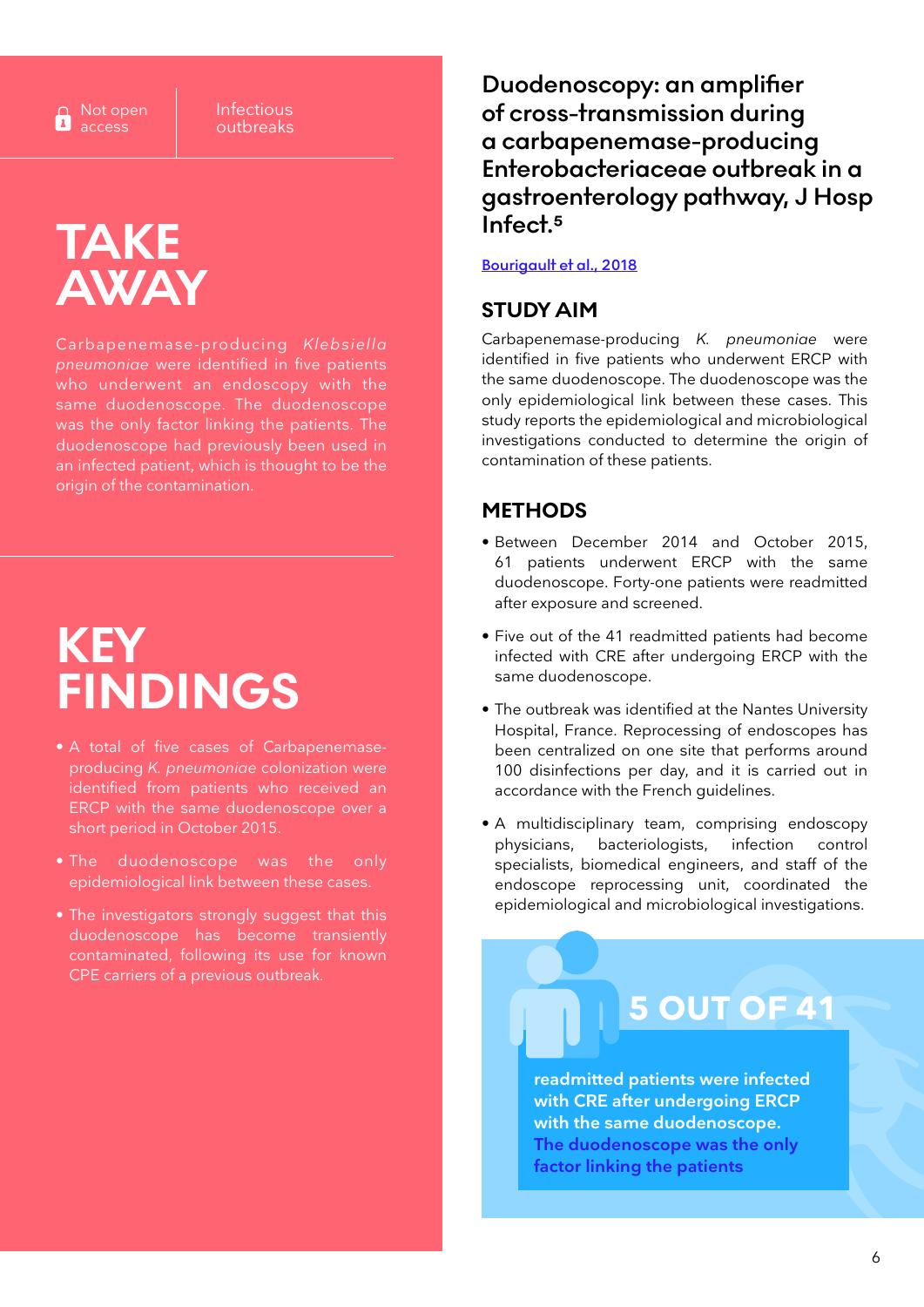Not open access | Infectious outbreaks

# TAKE AWAY

Carbapenemase-producing *Klebsiella pneumoniae* were identified in five patients who underwent an endoscopy with the same duodenoscope. The duodenoscope was the only factor linking the patients. The duodenoscope had previously been used in an infected patient, which is thought to be the origin of the contamination.

# KEY FINDINGS

- A total of five cases of Carbapenemase-producing *K. pneumoniae* colonization were identified from patients who received an ERCP with the same duodenoscope over a short period in October 2015.
- The duodenoscope was the only epidemiological link between these cases.
- The investigators strongly suggest that this duodenoscope has become transiently contaminated, following its use for known CPE carriers of a previous outbreak.

## Duodenoscopy: an amplifier of cross-transmission during a carbapenemase-producing Enterobacteriaceae outbreak in a gastroenterology pathway, J Hosp Infect.[5]

[Bourigault et al., 2018](#)

### STUDY AIM

Carbapenemase-producing *K. pneumoniae* were identified in five patients who underwent ERCP with the same duodenoscope. The duodenoscope was the only epidemiological link between these cases. This study reports the epidemiological and microbiological investigations conducted to determine the origin of contamination of these patients.

### METHODS

- Between December 2014 and October 2015, 61 patients underwent ERCP with the same duodenoscope. Forty-one patients were readmitted after exposure and screened.
- Five out of the 41 readmitted patients had become infected with CRE after undergoing ERCP with the same duodenoscope.
- The outbreak was identified at the Nantes University Hospital, France. Reprocessing of endoscopes has been centralized on one site that performs around 100 disinfections per day, and it is carried out in accordance with the French guidelines.
- A multidisciplinary team, comprising endoscopy physicians, bacteriologists, infection control specialists, biomedical engineers, and staff of the endoscope reprocessing unit, coordinated the epidemiological and microbiological investigations.

**5 OUT OF 41**

**readmitted patients were infected with CRE after undergoing ERCP with the same duodenoscope. The duodenoscope was the only factor linking the patients**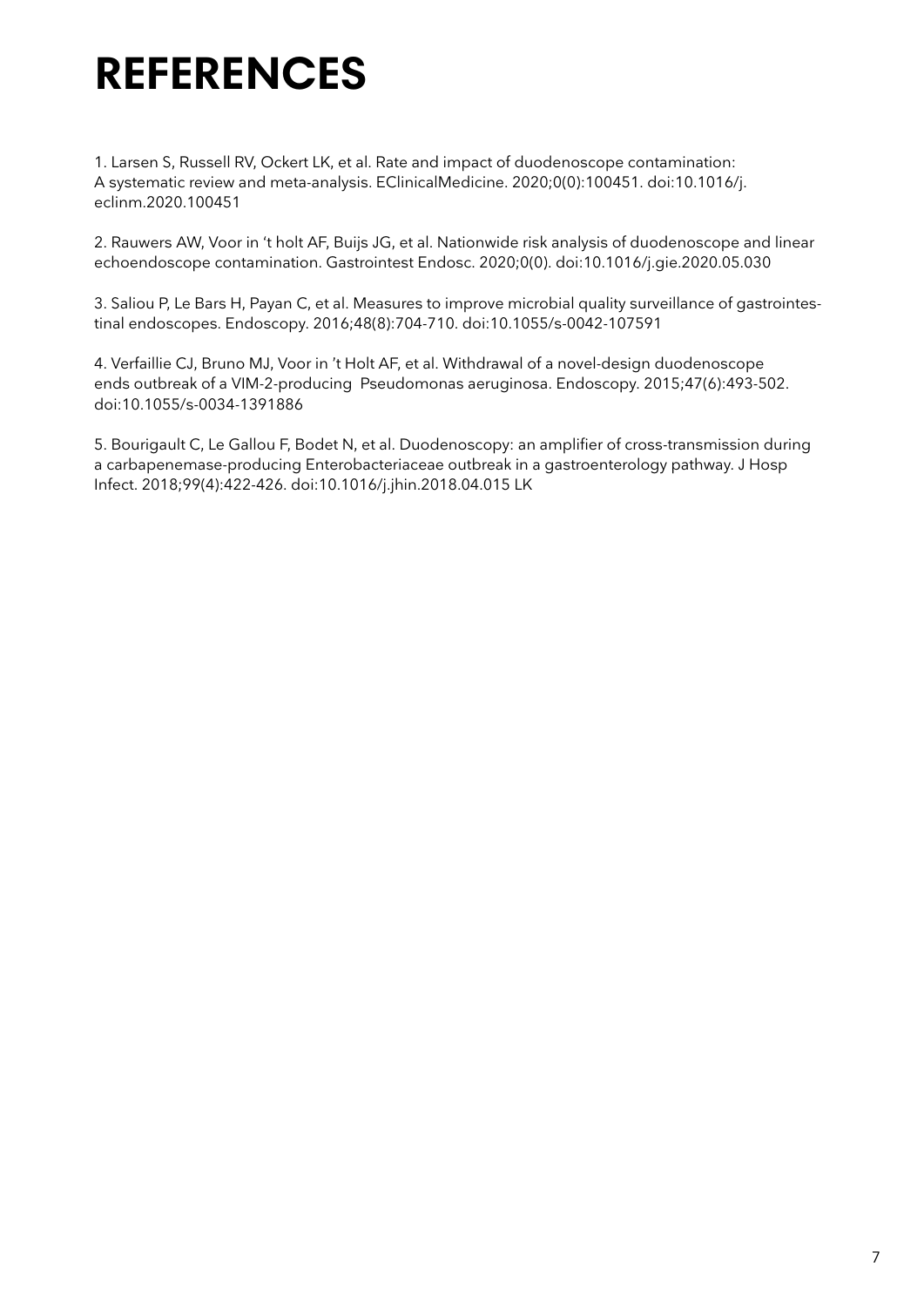# REFERENCES

1. Larsen S, Russell RV, Ockert LK, et al. Rate and impact of duodenoscope contamination: A systematic review and meta-analysis. EClinicalMedicine. 2020;0(0):100451. doi:10.1016/j.eclinm.2020.100451

2. Rauwers AW, Voor in 't holt AF, Buijs JG, et al. Nationwide risk analysis of duodenoscope and linear echoendoscope contamination. Gastrointest Endosc. 2020;0(0). doi:10.1016/j.gie.2020.05.030

3. Saliou P, Le Bars H, Payan C, et al. Measures to improve microbial quality surveillance of gastrointestinal endoscopes. Endoscopy. 2016;48(8):704-710. doi:10.1055/s-0042-107591

4. Verfaillie CJ, Bruno MJ, Voor in 't Holt AF, et al. Withdrawal of a novel-design duodenoscope ends outbreak of a VIM-2-producing Pseudomonas aeruginosa. Endoscopy. 2015;47(6):493-502. doi:10.1055/s-0034-1391886

5. Bourigault C, Le Gallou F, Bodet N, et al. Duodenoscopy: an amplifier of cross-transmission during a carbapenemase-producing Enterobacteriaceae outbreak in a gastroenterology pathway. J Hosp Infect. 2018;99(4):422-426. doi:10.1016/j.jhin.2018.04.015 LK